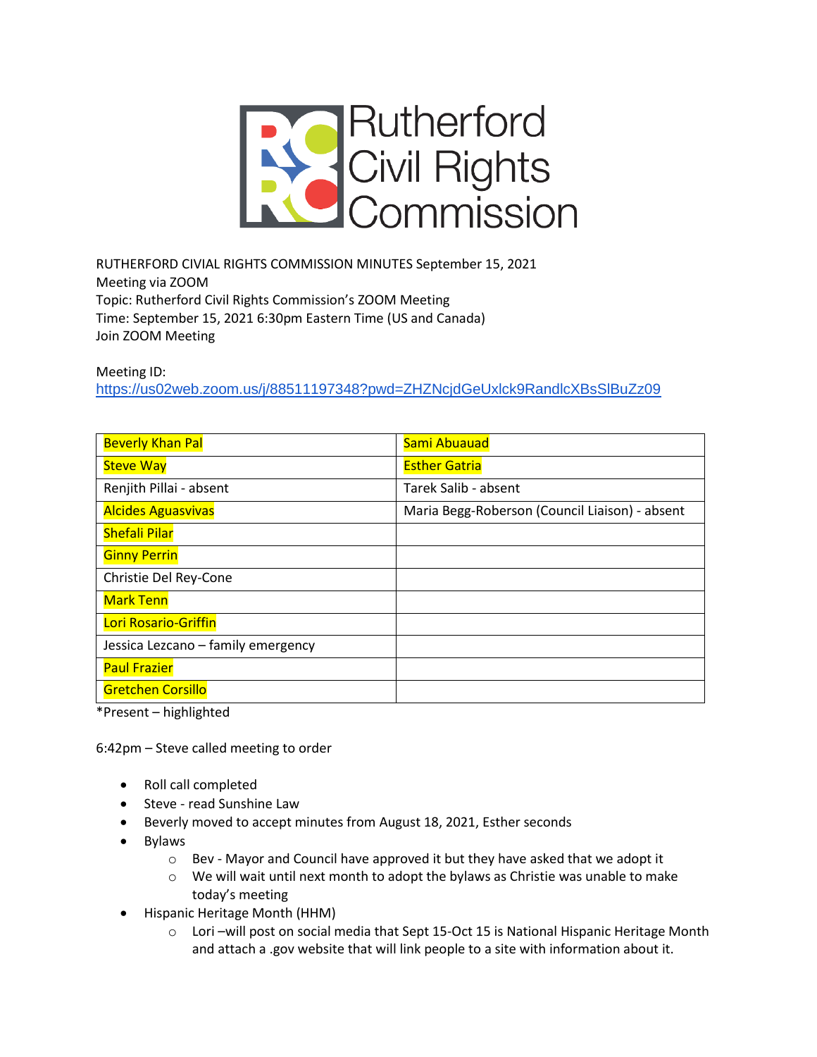Rutherford Civil Rights Commission

RUTHERFORD CIVIAL RIGHTS COMMISSION MINUTES September 15, 2021
Meeting via ZOOM
Topic: Rutherford Civil Rights Commission's ZOOM Meeting
Time: September 15, 2021 6:30pm Eastern Time (US and Canada)
Join ZOOM Meeting

Meeting ID:
https://us02web.zoom.us/j/88511197348?pwd=ZHZNcjdGeUxlck9RandlcXBsSlBuZz09

| | |
|---|---|
| Beverly Khan Pal | Sami Abuauad |
| Steve Way | Esther Gatria |
| Renjith Pillai - absent | Tarek Salib - absent |
| Alcides Aguasvivas | Maria Begg-Roberson (Council Liaison) - absent |
| Shefali Pilar | |
| Ginny Perrin | |
| Christie Del Rey-Cone | |
| Mark Tenn | |
| Lori Rosario-Griffin | |
| Jessica Lezcano – family emergency | |
| Paul Frazier | |
| Gretchen Corsillo | |

*Present – highlighted

6:42pm – Steve called meeting to order

- Roll call completed
- Steve - read Sunshine Law
- Beverly moved to accept minutes from August 18, 2021, Esther seconds
- Bylaws
  - Bev - Mayor and Council have approved it but they have asked that we adopt it
  - We will wait until next month to adopt the bylaws as Christie was unable to make today's meeting
- Hispanic Heritage Month (HHM)
  - Lori –will post on social media that Sept 15-Oct 15 is National Hispanic Heritage Month and attach a .gov website that will link people to a site with information about it.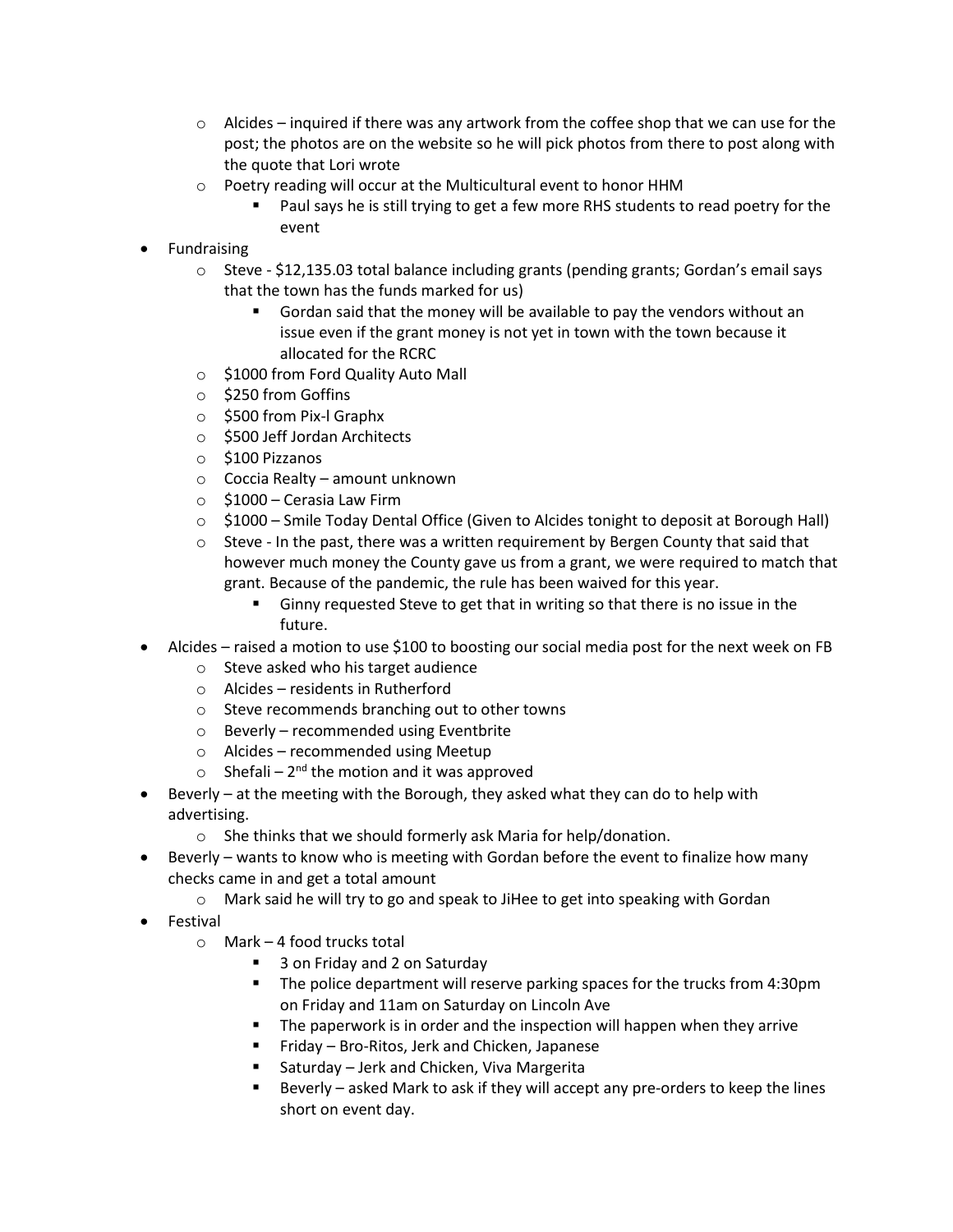- Alcides – inquired if there was any artwork from the coffee shop that we can use for the post; the photos are on the website so he will pick photos from there to post along with the quote that Lori wrote
    - Poetry reading will occur at the Multicultural event to honor HHM
        - Paul says he is still trying to get a few more RHS students to read poetry for the event
- Fundraising
    - Steve - $12,135.03 total balance including grants (pending grants; Gordan's email says that the town has the funds marked for us)
        - Gordan said that the money will be available to pay the vendors without an issue even if the grant money is not yet in town with the town because it allocated for the RCRC
    - $1000 from Ford Quality Auto Mall
    - $250 from Goffins
    - $500 from Pix-l Graphx
    - $500 Jeff Jordan Architects
    - $100 Pizzanos
    - Coccia Realty – amount unknown
    - $1000 – Cerasia Law Firm
    - $1000 – Smile Today Dental Office (Given to Alcides tonight to deposit at Borough Hall)
    - Steve - In the past, there was a written requirement by Bergen County that said that however much money the County gave us from a grant, we were required to match that grant. Because of the pandemic, the rule has been waived for this year.
        - Ginny requested Steve to get that in writing so that there is no issue in the future.
- Alcides – raised a motion to use $100 to boosting our social media post for the next week on FB
    - Steve asked who his target audience
    - Alcides – residents in Rutherford
    - Steve recommends branching out to other towns
    - Beverly – recommended using Eventbrite
    - Alcides – recommended using Meetup
    - Shefali – 2nd the motion and it was approved
- Beverly – at the meeting with the Borough, they asked what they can do to help with advertising.
    - She thinks that we should formerly ask Maria for help/donation.
- Beverly – wants to know who is meeting with Gordan before the event to finalize how many checks came in and get a total amount
    - Mark said he will try to go and speak to JiHee to get into speaking with Gordan
- Festival
    - Mark – 4 food trucks total
        - 3 on Friday and 2 on Saturday
        - The police department will reserve parking spaces for the trucks from 4:30pm on Friday and 11am on Saturday on Lincoln Ave
        - The paperwork is in order and the inspection will happen when they arrive
        - Friday – Bro-Ritos, Jerk and Chicken, Japanese
        - Saturday – Jerk and Chicken, Viva Margerita
        - Beverly – asked Mark to ask if they will accept any pre-orders to keep the lines short on event day.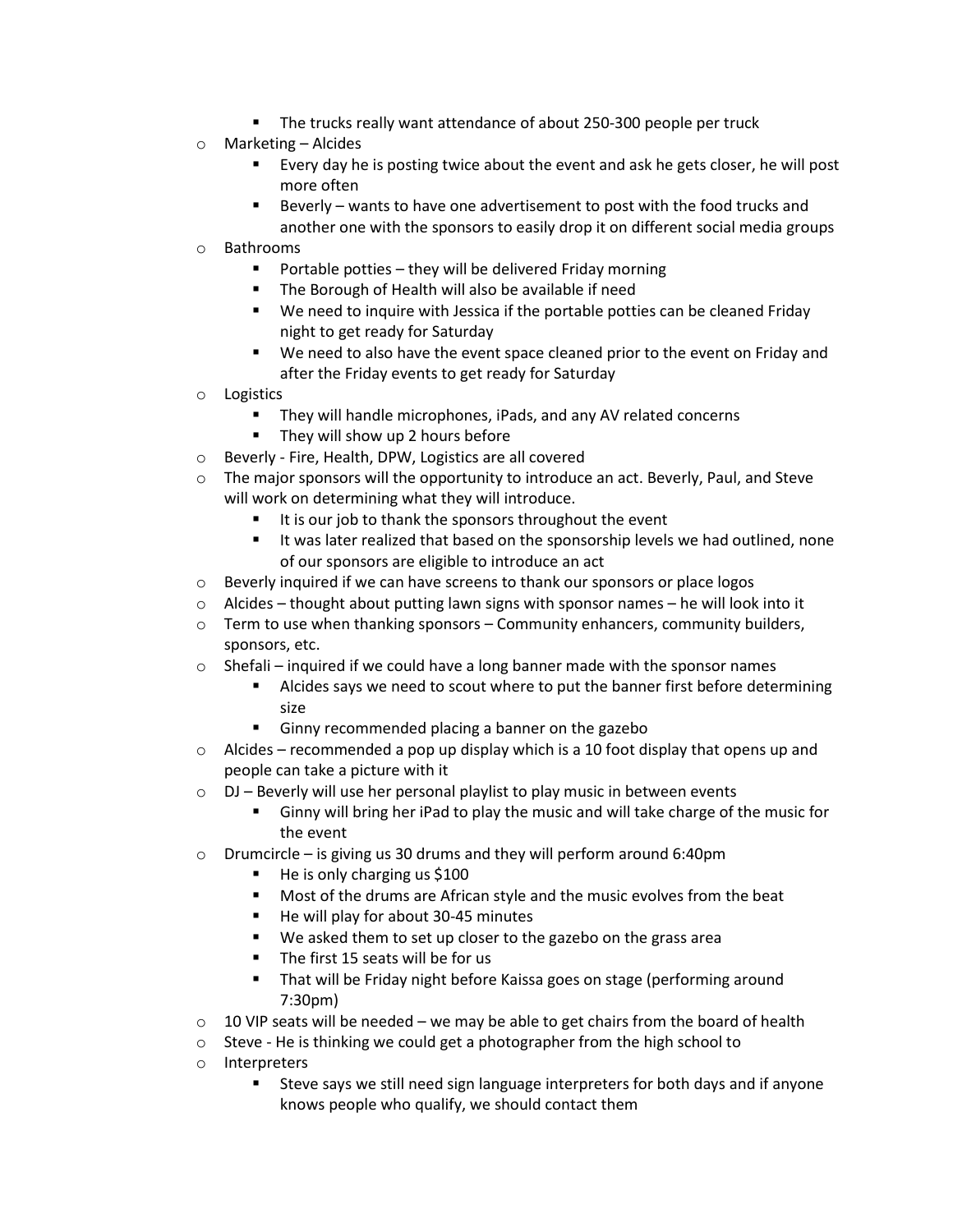- The trucks really want attendance of about 250-300 people per truck
    - Marketing – Alcides
        - Every day he is posting twice about the event and ask he gets closer, he will post more often
        - Beverly – wants to have one advertisement to post with the food trucks and another one with the sponsors to easily drop it on different social media groups
    - Bathrooms
        - Portable potties – they will be delivered Friday morning
        - The Borough of Health will also be available if need
        - We need to inquire with Jessica if the portable potties can be cleaned Friday night to get ready for Saturday
        - We need to also have the event space cleaned prior to the event on Friday and after the Friday events to get ready for Saturday
    - Logistics
        - They will handle microphones, iPads, and any AV related concerns
        - They will show up 2 hours before
    - Beverly - Fire, Health, DPW, Logistics are all covered
    - The major sponsors will the opportunity to introduce an act. Beverly, Paul, and Steve will work on determining what they will introduce.
        - It is our job to thank the sponsors throughout the event
        - It was later realized that based on the sponsorship levels we had outlined, none of our sponsors are eligible to introduce an act
    - Beverly inquired if we can have screens to thank our sponsors or place logos
    - Alcides – thought about putting lawn signs with sponsor names – he will look into it
    - Term to use when thanking sponsors – Community enhancers, community builders, sponsors, etc.
    - Shefali – inquired if we could have a long banner made with the sponsor names
        - Alcides says we need to scout where to put the banner first before determining size
        - Ginny recommended placing a banner on the gazebo
    - Alcides – recommended a pop up display which is a 10 foot display that opens up and people can take a picture with it
    - DJ – Beverly will use her personal playlist to play music in between events
        - Ginny will bring her iPad to play the music and will take charge of the music for the event
    - Drumcircle – is giving us 30 drums and they will perform around 6:40pm
        - He is only charging us $100
        - Most of the drums are African style and the music evolves from the beat
        - He will play for about 30-45 minutes
        - We asked them to set up closer to the gazebo on the grass area
        - The first 15 seats will be for us
        - That will be Friday night before Kaissa goes on stage (performing around 7:30pm)
    - 10 VIP seats will be needed – we may be able to get chairs from the board of health
    - Steve - He is thinking we could get a photographer from the high school to
    - Interpreters
        - Steve says we still need sign language interpreters for both days and if anyone knows people who qualify, we should contact them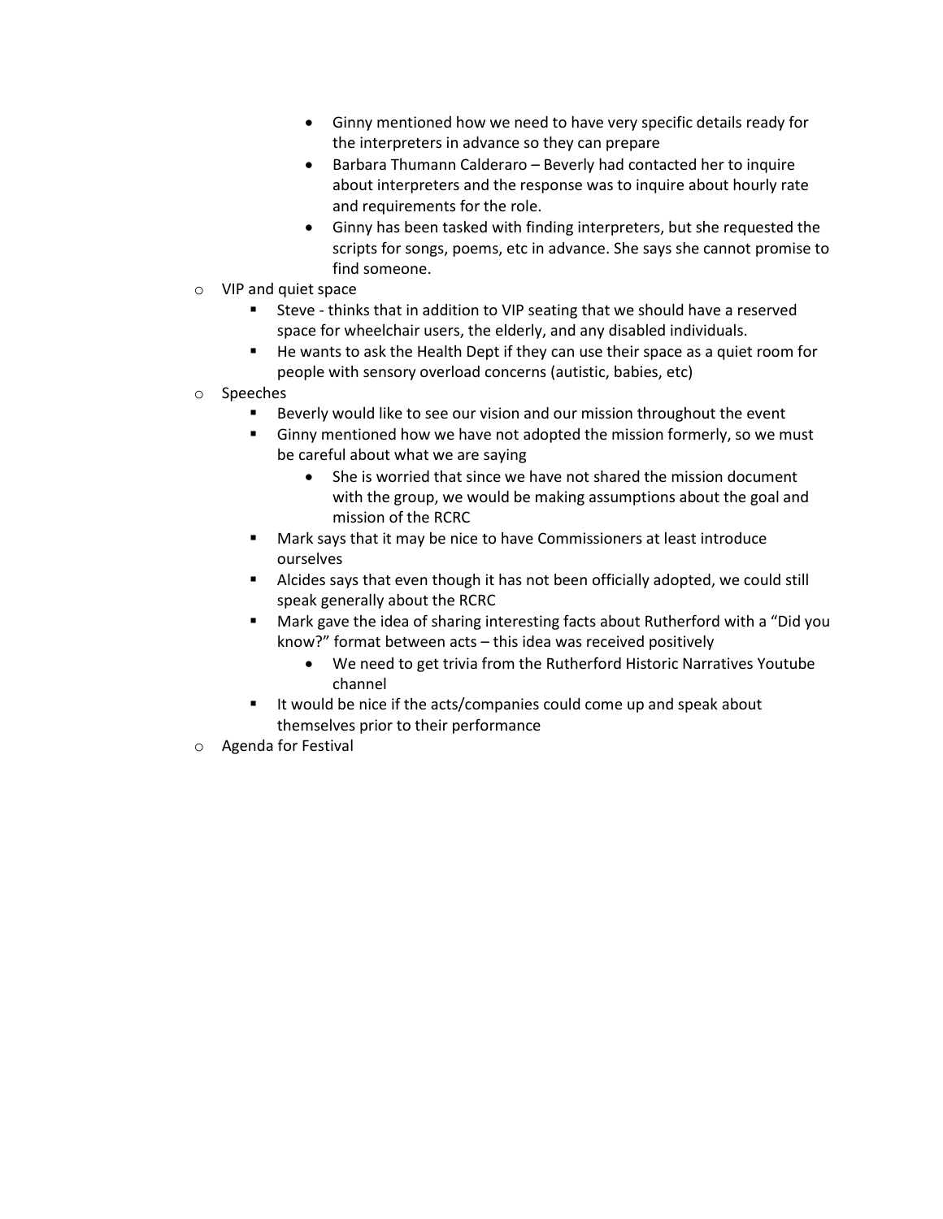- Ginny mentioned how we need to have very specific details ready for the interpreters in advance so they can prepare
        - Barbara Thumann Calderaro – Beverly had contacted her to inquire about interpreters and the response was to inquire about hourly rate and requirements for the role.
        - Ginny has been tasked with finding interpreters, but she requested the scripts for songs, poems, etc in advance. She says she cannot promise to find someone.
- VIP and quiet space
    - Steve - thinks that in addition to VIP seating that we should have a reserved space for wheelchair users, the elderly, and any disabled individuals.
    - He wants to ask the Health Dept if they can use their space as a quiet room for people with sensory overload concerns (autistic, babies, etc)
- Speeches
    - Beverly would like to see our vision and our mission throughout the event
    - Ginny mentioned how we have not adopted the mission formerly, so we must be careful about what we are saying
        - She is worried that since we have not shared the mission document with the group, we would be making assumptions about the goal and mission of the RCRC
    - Mark says that it may be nice to have Commissioners at least introduce ourselves
    - Alcides says that even though it has not been officially adopted, we could still speak generally about the RCRC
    - Mark gave the idea of sharing interesting facts about Rutherford with a "Did you know?" format between acts – this idea was received positively
        - We need to get trivia from the Rutherford Historic Narratives Youtube channel
    - It would be nice if the acts/companies could come up and speak about themselves prior to their performance
- Agenda for Festival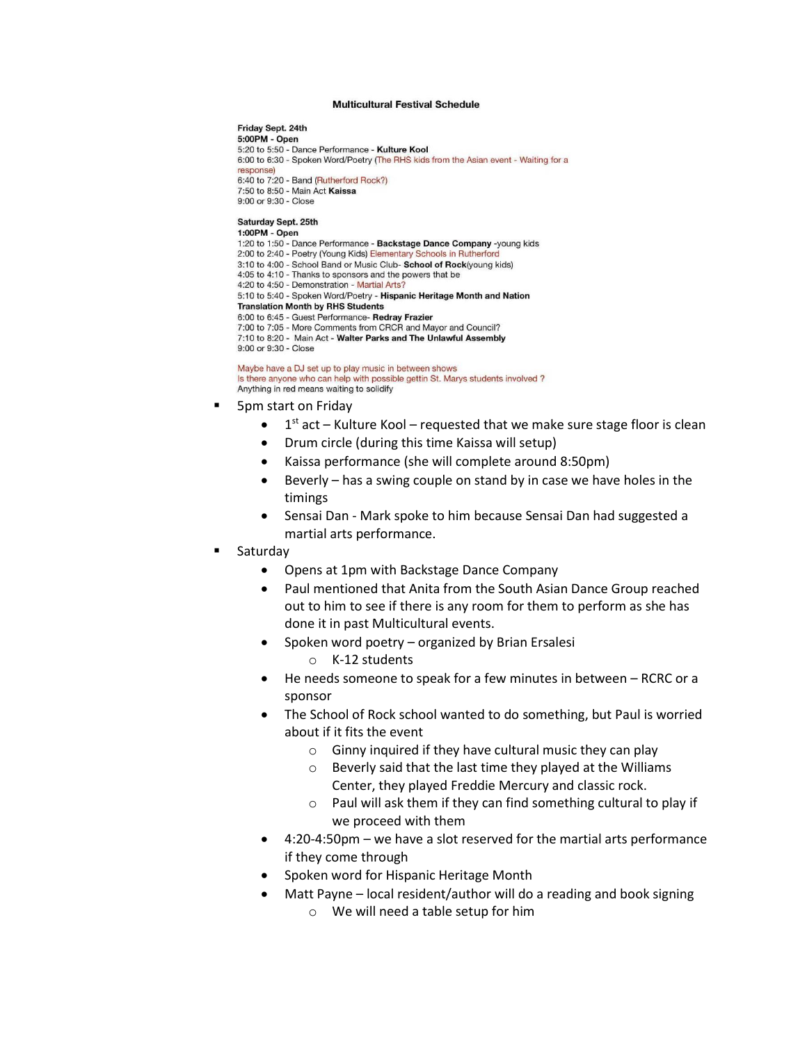**Multicultural Festival Schedule**

**Friday Sept. 24th**
**5:00PM - Open**
5:20 to 5:50 - Dance Performance - **Kulture Kool**
6:00 to 6:30 - Spoken Word/Poetry (The RHS kids from the Asian event - Waiting for a response)
6:40 to 7:20 - Band (Rutherford Rock?)
7:50 to 8:50 - Main Act **Kaissa**
9:00 or 9:30 - Close

**Saturday Sept. 25th**
**1:00PM - Open**
1:20 to 1:50 - Dance Performance - **Backstage Dance Company** -young kids
2:00 to 2:40 - Poetry (Young Kids) Elementary Schools in Rutherford
3:10 to 4:00 - School Band or Music Club- **School of Rock**(young kids)
4:05 to 4:10 - Thanks to sponsors and the powers that be
4:20 to 4:50 - Demonstration - Martial Arts?
5:10 to 5:40 - Spoken Word/Poetry - **Hispanic Heritage Month and Nation Translation Month by RHS Students**
6:00 to 6:45 - Guest Performance- **Redray Frazier**
7:00 to 7:05 - More Comments from CRCR and Mayor and Council?
7:10 to 8:20 - Main Act - **Walter Parks and The Unlawful Assembly**
9:00 or 9:30 - Close

Maybe have a DJ set up to play music in between shows
Is there anyone who can help with possible gettin St. Marys students involved ?
Anything in red means waiting to solidify

- 5pm start on Friday
  - 1st act – Kulture Kool – requested that we make sure stage floor is clean
  - Drum circle (during this time Kaissa will setup)
  - Kaissa performance (she will complete around 8:50pm)
  - Beverly – has a swing couple on stand by in case we have holes in the timings
  - Sensai Dan - Mark spoke to him because Sensai Dan had suggested a martial arts performance.
- Saturday
  - Opens at 1pm with Backstage Dance Company
  - Paul mentioned that Anita from the South Asian Dance Group reached out to him to see if there is any room for them to perform as she has done it in past Multicultural events.
  - Spoken word poetry – organized by Brian Ersalesi
    - K-12 students
  - He needs someone to speak for a few minutes in between – RCRC or a sponsor
  - The School of Rock school wanted to do something, but Paul is worried about if it fits the event
    - Ginny inquired if they have cultural music they can play
    - Beverly said that the last time they played at the Williams Center, they played Freddie Mercury and classic rock.
    - Paul will ask them if they can find something cultural to play if we proceed with them
  - 4:20-4:50pm – we have a slot reserved for the martial arts performance if they come through
  - Spoken word for Hispanic Heritage Month
  - Matt Payne – local resident/author will do a reading and book signing
    - We will need a table setup for him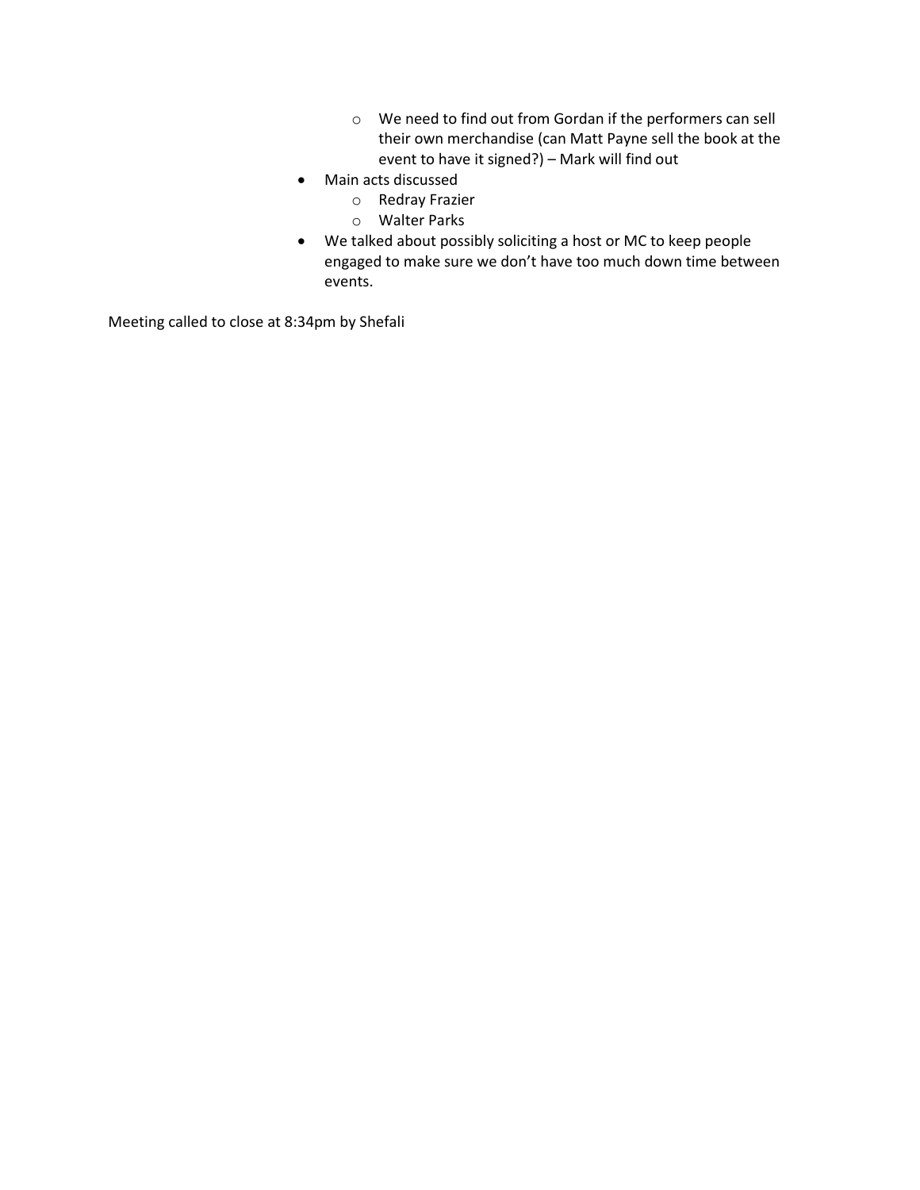- We need to find out from Gordan if the performers can sell their own merchandise (can Matt Payne sell the book at the event to have it signed?) – Mark will find out
- Main acts discussed
    - Redray Frazier
    - Walter Parks
- We talked about possibly soliciting a host or MC to keep people engaged to make sure we don't have too much down time between events.

Meeting called to close at 8:34pm by Shefali